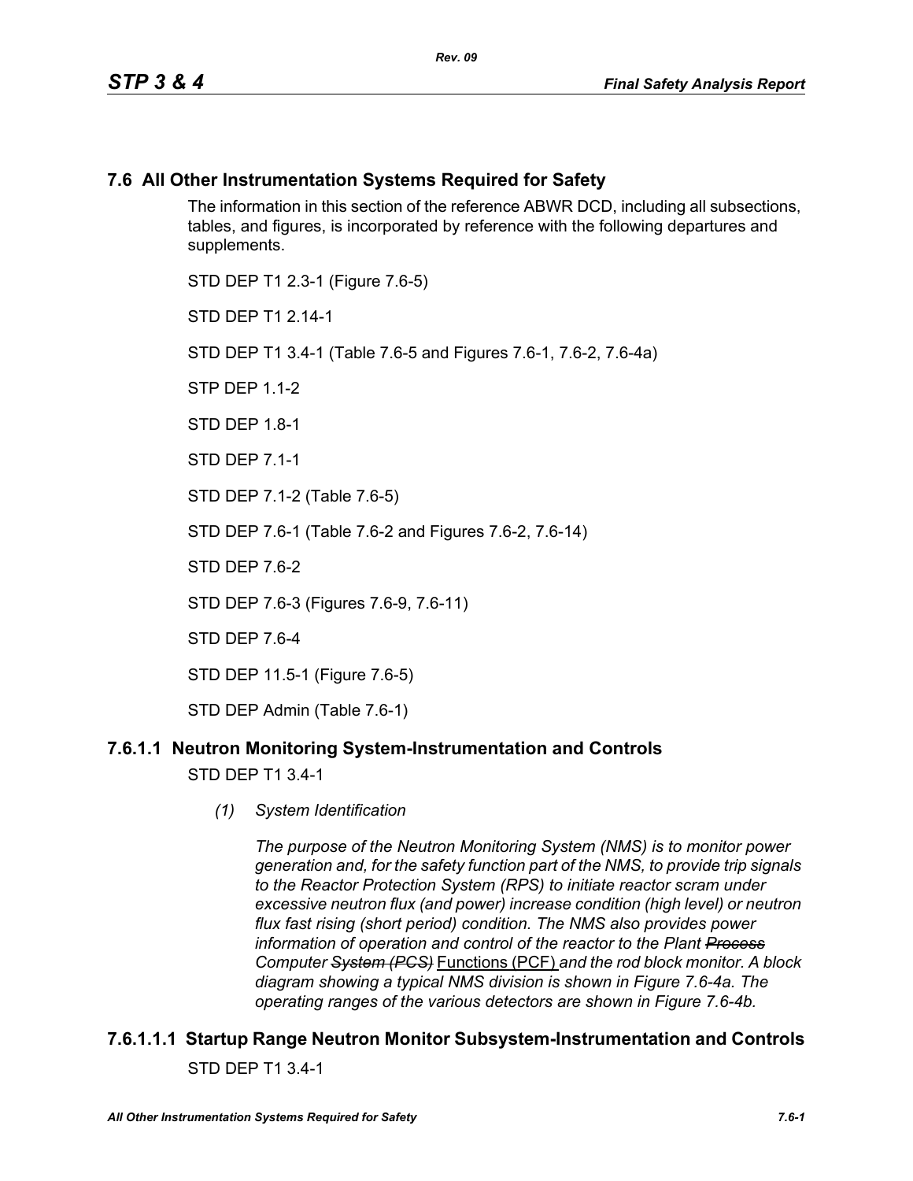## 7.6 All Other Instrumentation Systems Required for Safety

The information in this section of the reference ABWR DCD, including all subsections, tables, and figures, is incorporated by reference with the following departures and supplements.

STD DEP T1 2.3-1 (Figure 7.6-5)

STD DEP T1 2.14-1

STD DEP T1 3.4-1 (Table 7.6-5 and Figures 7.6-1, 7.6-2, 7.6-4a)

STP DEP 1.1-2

STD DEP 1.8-1

STD DEP 7.1-1

STD DEP 7.1-2 (Table 7.6-5)

STD DEP 7.6-1 (Table 7.6-2 and Figures 7.6-2, 7.6-14)

STD DEP 7.6-2

STD DEP 7.6-3 (Figures 7.6-9, 7.6-11)

STD DEP 7.6-4

STD DEP 11.5-1 (Figure 7.6-5)

STD DEP Admin (Table 7.6-1)

### 7.6.1.1 Neutron Monitoring System-Instrumentation and Controls

STD DEP T1 3.4-1

*(1) System Identification*

*The purpose of the Neutron Monitoring System (NMS) is to monitor power generation and, for the safety function part of the NMS, to provide trip signals to the Reactor Protection System (RPS) to initiate reactor scram under excessive neutron flux (and power) increase condition (high level) or neutron flux fast rising (short period) condition. The NMS also provides power information of operation and control of the reactor to the Plant ~~Process~~ Computer ~~System (PCS)~~* Functions (PCF) *and the rod block monitor. A block diagram showing a typical NMS division is shown in Figure 7.6-4a. The operating ranges of the various detectors are shown in Figure 7.6-4b.*

#### 7.6.1.1.1 Startup Range Neutron Monitor Subsystem-Instrumentation and Controls

STD DEP T1 3.4-1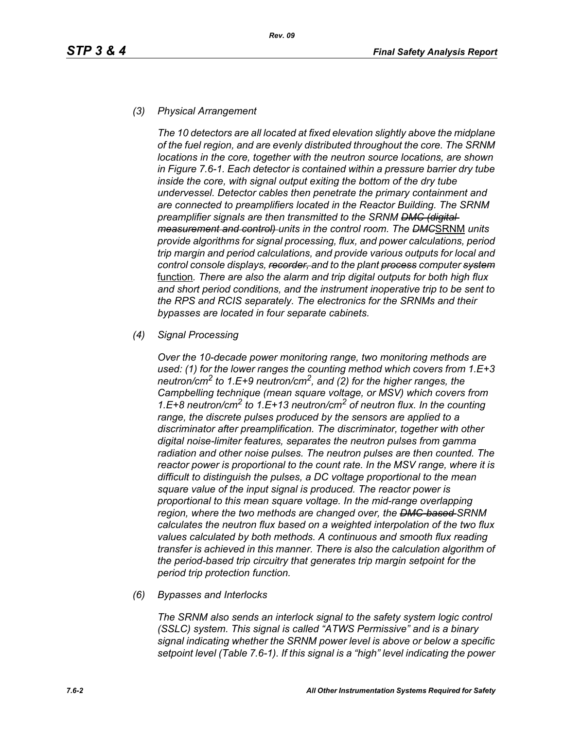*(3) Physical Arrangement*

*The 10 detectors are all located at fixed elevation slightly above the midplane of the fuel region, and are evenly distributed throughout the core. The SRNM locations in the core, together with the neutron source locations, are shown in Figure 7.6-1. Each detector is contained within a pressure barrier dry tube inside the core, with signal output exiting the bottom of the dry tube undervessel. Detector cables then penetrate the primary containment and are connected to preamplifiers located in the Reactor Building. The SRNM preamplifier signals are then transmitted to the SRNM ~~DMC (digital measurement and control)~~ units in the control room. The ~~DMC~~SRNM units provide algorithms for signal processing, flux, and power calculations, period trip margin and period calculations, and provide various outputs for local and control console displays, ~~recorder,~~ and to the plant ~~process~~ computer ~~system~~ function. There are also the alarm and trip digital outputs for both high flux and short period conditions, and the instrument inoperative trip to be sent to the RPS and RCIS separately. The electronics for the SRNMs and their bypasses are located in four separate cabinets.*

*(4) Signal Processing*

*Over the 10-decade power monitoring range, two monitoring methods are used: (1) for the lower ranges the counting method which covers from 1.E+3 neutron/cm$^2$ to 1.E+9 neutron/cm$^2$, and (2) for the higher ranges, the Campbelling technique (mean square voltage, or MSV) which covers from 1.E+8 neutron/cm$^2$ to 1.E+13 neutron/cm$^2$ of neutron flux. In the counting range, the discrete pulses produced by the sensors are applied to a discriminator after preamplification. The discriminator, together with other digital noise-limiter features, separates the neutron pulses from gamma radiation and other noise pulses. The neutron pulses are then counted. The reactor power is proportional to the count rate. In the MSV range, where it is difficult to distinguish the pulses, a DC voltage proportional to the mean square value of the input signal is produced. The reactor power is proportional to this mean square voltage. In the mid-range overlapping region, where the two methods are changed over, the ~~DMC-based~~ SRNM calculates the neutron flux based on a weighted interpolation of the two flux values calculated by both methods. A continuous and smooth flux reading transfer is achieved in this manner. There is also the calculation algorithm of the period-based trip circuitry that generates trip margin setpoint for the period trip protection function.*

*(6) Bypasses and Interlocks*

*The SRNM also sends an interlock signal to the safety system logic control (SSLC) system. This signal is called "ATWS Permissive" and is a binary signal indicating whether the SRNM power level is above or below a specific setpoint level (Table 7.6-1). If this signal is a "high" level indicating the power*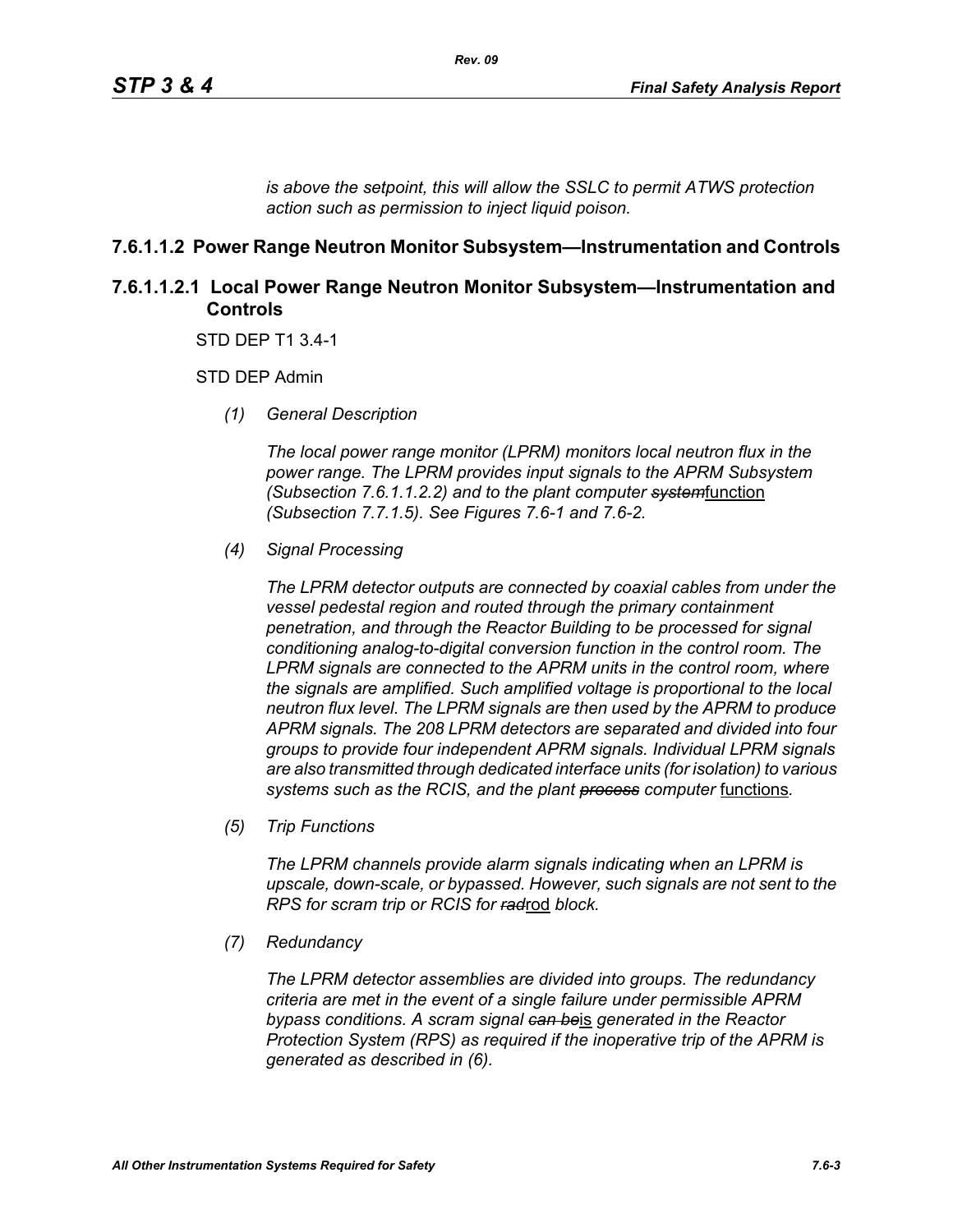*is above the setpoint, this will allow the SSLC to permit ATWS protection action such as permission to inject liquid poison.*

### 7.6.1.1.2 Power Range Neutron Monitor Subsystem—Instrumentation and Controls

#### 7.6.1.1.2.1 Local Power Range Neutron Monitor Subsystem—Instrumentation and Controls

STD DEP T1 3.4-1

STD DEP Admin

*(1) General Description*

*The local power range monitor (LPRM) monitors local neutron flux in the power range. The LPRM provides input signals to the APRM Subsystem (Subsection 7.6.1.1.2.2) and to the plant computer ~~system~~*function *(Subsection 7.7.1.5). See Figures 7.6-1 and 7.6-2.*

*(4) Signal Processing*

*The LPRM detector outputs are connected by coaxial cables from under the vessel pedestal region and routed through the primary containment penetration, and through the Reactor Building to be processed for signal conditioning analog-to-digital conversion function in the control room. The LPRM signals are connected to the APRM units in the control room, where the signals are amplified. Such amplified voltage is proportional to the local neutron flux level. The LPRM signals are then used by the APRM to produce APRM signals. The 208 LPRM detectors are separated and divided into four groups to provide four independent APRM signals. Individual LPRM signals are also transmitted through dedicated interface units (for isolation) to various systems such as the RCIS, and the plant ~~process~~ computer* functions*.*

*(5) Trip Functions*

*The LPRM channels provide alarm signals indicating when an LPRM is upscale, down-scale, or bypassed. However, such signals are not sent to the RPS for scram trip or RCIS for ~~rad~~*rod *block.*

*(7) Redundancy*

*The LPRM detector assemblies are divided into groups. The redundancy criteria are met in the event of a single failure under permissible APRM bypass conditions. A scram signal ~~can be~~*is *generated in the Reactor Protection System (RPS) as required if the inoperative trip of the APRM is generated as described in (6).*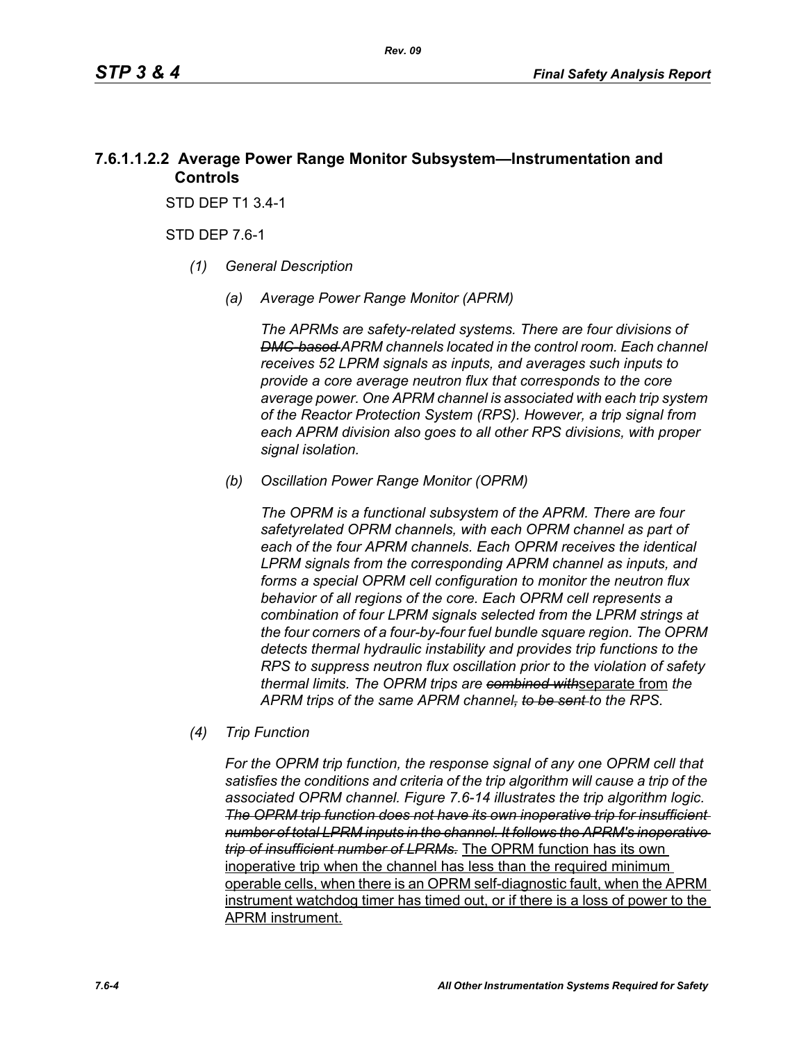### 7.6.1.1.2.2 Average Power Range Monitor Subsystem—Instrumentation and Controls

STD DEP T1 3.4-1

STD DEP 7.6-1

*(1) General Description*

*(a) Average Power Range Monitor (APRM)*

*The APRMs are safety-related systems. There are four divisions of ~~DMC-based~~ APRM channels located in the control room. Each channel receives 52 LPRM signals as inputs, and averages such inputs to provide a core average neutron flux that corresponds to the core average power. One APRM channel is associated with each trip system of the Reactor Protection System (RPS). However, a trip signal from each APRM division also goes to all other RPS divisions, with proper signal isolation.*

*(b) Oscillation Power Range Monitor (OPRM)*

*The OPRM is a functional subsystem of the APRM. There are four safetyrelated OPRM channels, with each OPRM channel as part of each of the four APRM channels. Each OPRM receives the identical LPRM signals from the corresponding APRM channel as inputs, and forms a special OPRM cell configuration to monitor the neutron flux behavior of all regions of the core. Each OPRM cell represents a combination of four LPRM signals selected from the LPRM strings at the four corners of a four-by-four fuel bundle square region. The OPRM detects thermal hydraulic instability and provides trip functions to the RPS to suppress neutron flux oscillation prior to the violation of safety thermal limits. The OPRM trips are ~~combined with~~*<u>separate from</u> *the APRM trips of the same APRM channel~~, to be sent~~ to the RPS.*

*(4) Trip Function*

*For the OPRM trip function, the response signal of any one OPRM cell that satisfies the conditions and criteria of the trip algorithm will cause a trip of the associated OPRM channel. Figure 7.6-14 illustrates the trip algorithm logic. ~~The OPRM trip function does not have its own inoperative trip for insufficient number of total LPRM inputs in the channel. It follows the APRM's inoperative trip of insufficient number of LPRMs.~~* <u>The OPRM function has its own inoperative trip when the channel has less than the required minimum operable cells, when there is an OPRM self-diagnostic fault, when the APRM instrument watchdog timer has timed out, or if there is a loss of power to the APRM instrument.</u>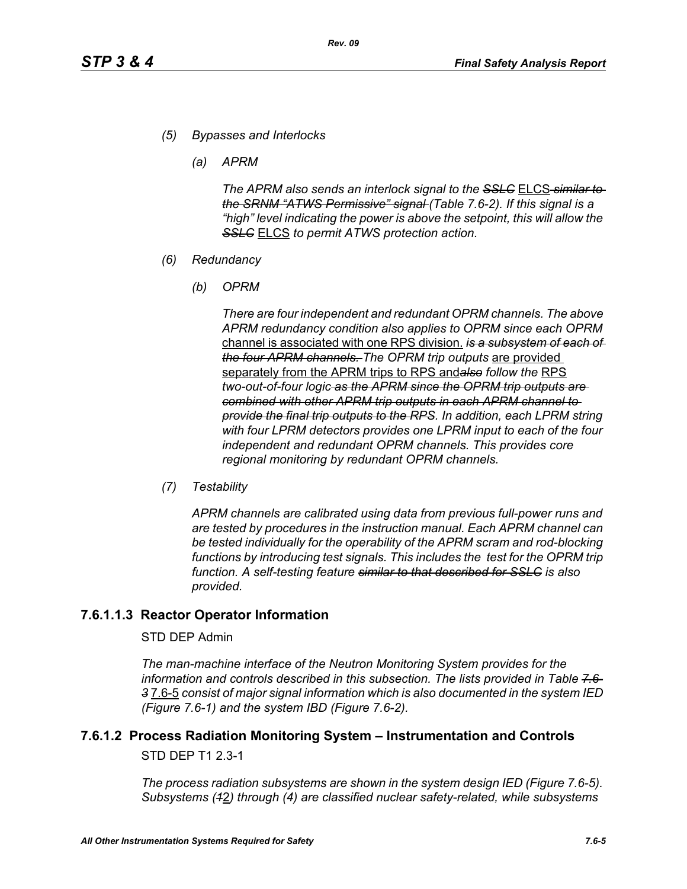(5) *Bypasses and Interlocks*

(a) *APRM*

*The APRM also sends an interlock signal to the* ~~*SSLC*~~ ELCS ~~*similar to the SRNM "ATWS Permissive" signal*~~ *(Table 7.6-2). If this signal is a "high" level indicating the power is above the setpoint, this will allow the* ~~*SSLC*~~ ELCS *to permit ATWS protection action.*

(6) *Redundancy*

(b) *OPRM*

*There are four independent and redundant OPRM channels. The above APRM redundancy condition also applies to OPRM since each OPRM* channel is associated with one RPS division. ~~*is a subsystem of each of the four APRM channels.*~~ *The OPRM trip outputs* are provided separately from the APRM trips to RPS and~~*also*~~ *follow the* RPS *two-out-of-four logic* ~~*as the APRM since the OPRM trip outputs are combined with other APRM trip outputs in each APRM channel to provide the final trip outputs to the RPS*~~. *In addition, each LPRM string with four LPRM detectors provides one LPRM input to each of the four independent and redundant OPRM channels. This provides core regional monitoring by redundant OPRM channels.*

(7) *Testability*

*APRM channels are calibrated using data from previous full-power runs and are tested by procedures in the instruction manual. Each APRM channel can be tested individually for the operability of the APRM scram and rod-blocking functions by introducing test signals. This includes the test for the OPRM trip function. A self-testing feature* ~~*similar to that described for SSLC*~~ *is also provided.*

### 7.6.1.1.3 Reactor Operator Information

STD DEP Admin

*The man-machine interface of the Neutron Monitoring System provides for the information and controls described in this subsection. The lists provided in Table* ~~*7.6-3*~~ 7.6-5 *consist of major signal information which is also documented in the system IED (Figure 7.6-1) and the system IBD (Figure 7.6-2).*

## 7.6.1.2 Process Radiation Monitoring System – Instrumentation and Controls

STD DEP T1 2.3-1

*The process radiation subsystems are shown in the system design IED (Figure 7.6-5). Subsystems (*~~*1*~~2*) through (4) are classified nuclear safety-related, while subsystems*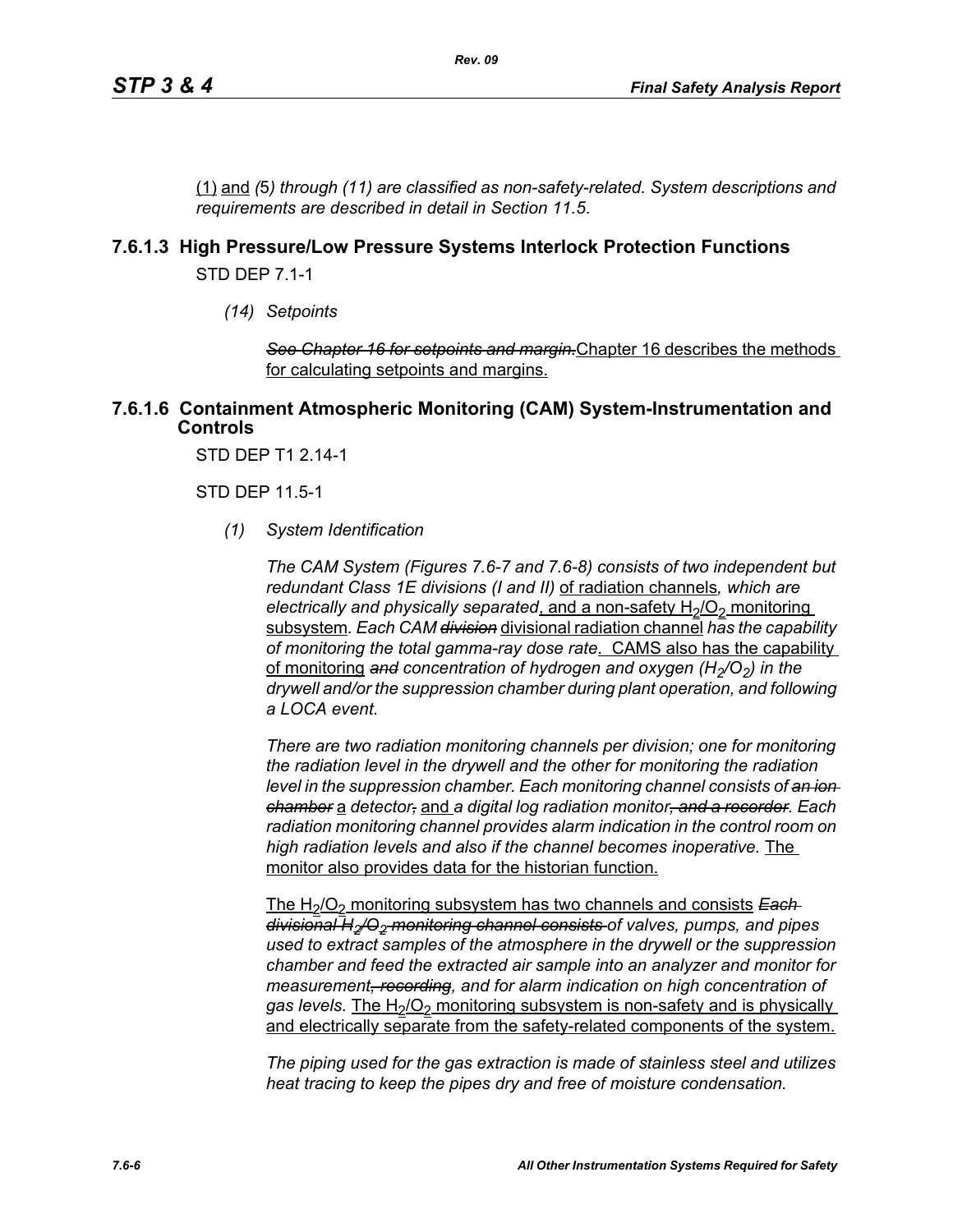(1) and (5) through (11) are classified as non-safety-related. System descriptions and requirements are described in detail in Section 11.5.

### 7.6.1.3 High Pressure/Low Pressure Systems Interlock Protection Functions

STD DEP 7.1-1

*(14) Setpoints*

~~*See Chapter 16 for setpoints and margin.*~~ Chapter 16 describes the methods for calculating setpoints and margins.

### 7.6.1.6 Containment Atmospheric Monitoring (CAM) System-Instrumentation and Controls

STD DEP T1 2.14-1

STD DEP 11.5-1

*(1) System Identification*

*The CAM System (Figures 7.6-7 and 7.6-8) consists of two independent but redundant Class 1E divisions (I and II)* of radiation channels*, which are electrically and physically separated*, and a non-safety $H_2/O_2$ monitoring subsystem*. Each CAM ~~division~~* divisional radiation channel *has the capability of monitoring the total gamma-ray dose rate*. CAMS also has the capability of monitoring *~~and~~ concentration of hydrogen and oxygen ($H_2/O_2$) in the drywell and/or the suppression chamber during plant operation, and following a LOCA event.*

*There are two radiation monitoring channels per division; one for monitoring the radiation level in the drywell and the other for monitoring the radiation level in the suppression chamber. Each monitoring channel consists of ~~an ion chamber~~* a *detector~~,~~* and *a digital log radiation monitor~~, and a recorder~~. Each radiation monitoring channel provides alarm indication in the control room on high radiation levels and also if the channel becomes inoperative.* The monitor also provides data for the historian function.

The $H_2/O_2$ monitoring subsystem has two channels and consists *~~Each divisional $H_2/O_2$ monitoring channel consists~~ of valves, pumps, and pipes used to extract samples of the atmosphere in the drywell or the suppression chamber and feed the extracted air sample into an analyzer and monitor for measurement~~, recording~~, and for alarm indication on high concentration of gas levels.* The $H_2/O_2$ monitoring subsystem is non-safety and is physically and electrically separate from the safety-related components of the system.

*The piping used for the gas extraction is made of stainless steel and utilizes heat tracing to keep the pipes dry and free of moisture condensation.*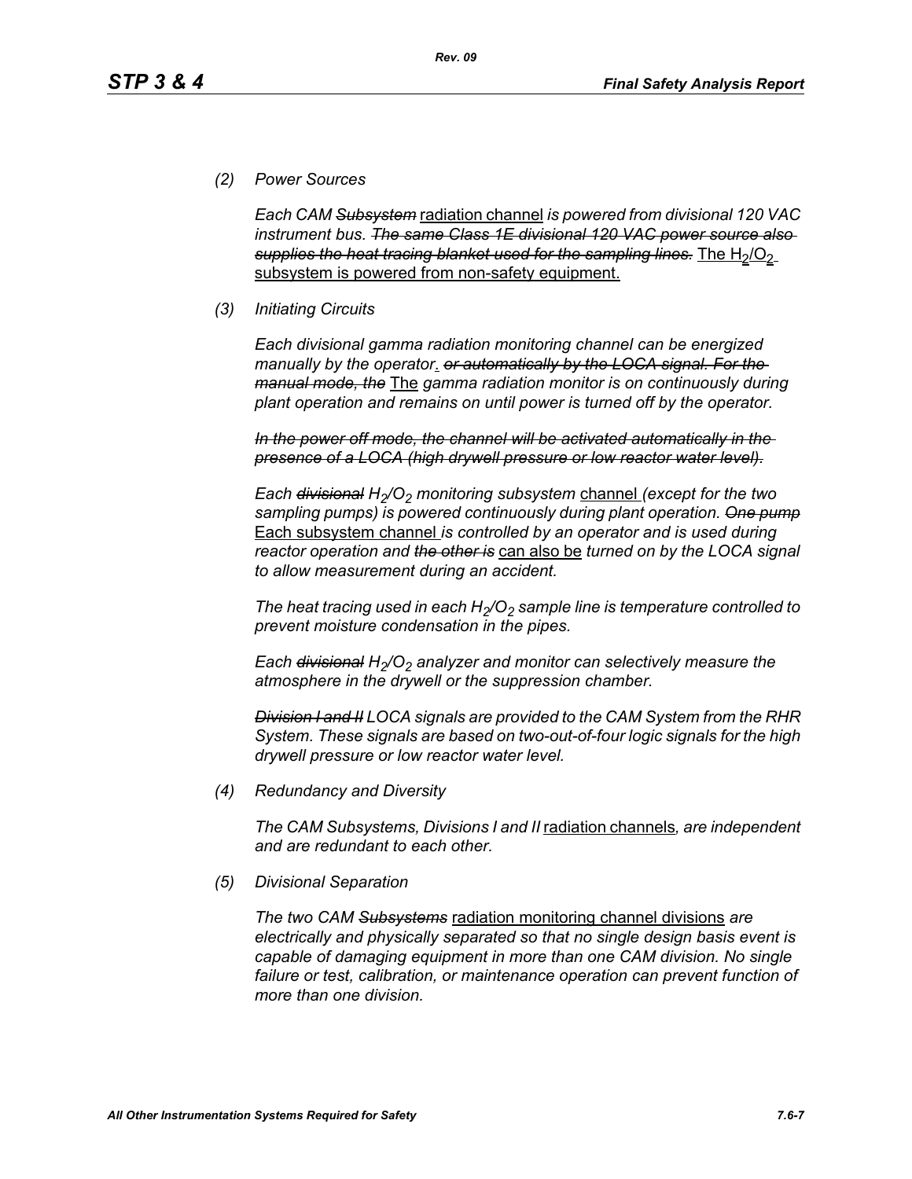*(2) Power Sources*

*Each CAM ~~Subsystem~~* radiation channel *is powered from divisional 120 VAC instrument bus. ~~The same Class 1E divisional 120 VAC power source also supplies the heat tracing blanket used for the sampling lines.~~* The $H_2/O_2$ subsystem is powered from non-safety equipment.

*(3) Initiating Circuits*

*Each divisional gamma radiation monitoring channel can be energized manually by the operator*. *~~or automatically by the LOCA signal. For the manual mode, the~~* The *gamma radiation monitor is on continuously during plant operation and remains on until power is turned off by the operator.*

*~~In the power off mode, the channel will be activated automatically in the presence of a LOCA (high drywell pressure or low reactor water level).~~*

*Each ~~divisional~~ $H_2/O_2$ monitoring subsystem* channel *(except for the two sampling pumps) is powered continuously during plant operation. ~~One pump~~* Each subsystem channel *is controlled by an operator and is used during reactor operation and ~~the other is~~* can also be *turned on by the LOCA signal to allow measurement during an accident.*

*The heat tracing used in each $H_2/O_2$ sample line is temperature controlled to prevent moisture condensation in the pipes.*

*Each ~~divisional~~ $H_2/O_2$ analyzer and monitor can selectively measure the atmosphere in the drywell or the suppression chamber.*

*~~Division I and II~~ LOCA signals are provided to the CAM System from the RHR System. These signals are based on two-out-of-four logic signals for the high drywell pressure or low reactor water level.*

*(4) Redundancy and Diversity*

*The CAM Subsystems, Divisions I and II* radiation channels*, are independent and are redundant to each other.*

*(5) Divisional Separation*

*The two CAM ~~Subsystems~~* radiation monitoring channel divisions *are electrically and physically separated so that no single design basis event is capable of damaging equipment in more than one CAM division. No single failure or test, calibration, or maintenance operation can prevent function of more than one division.*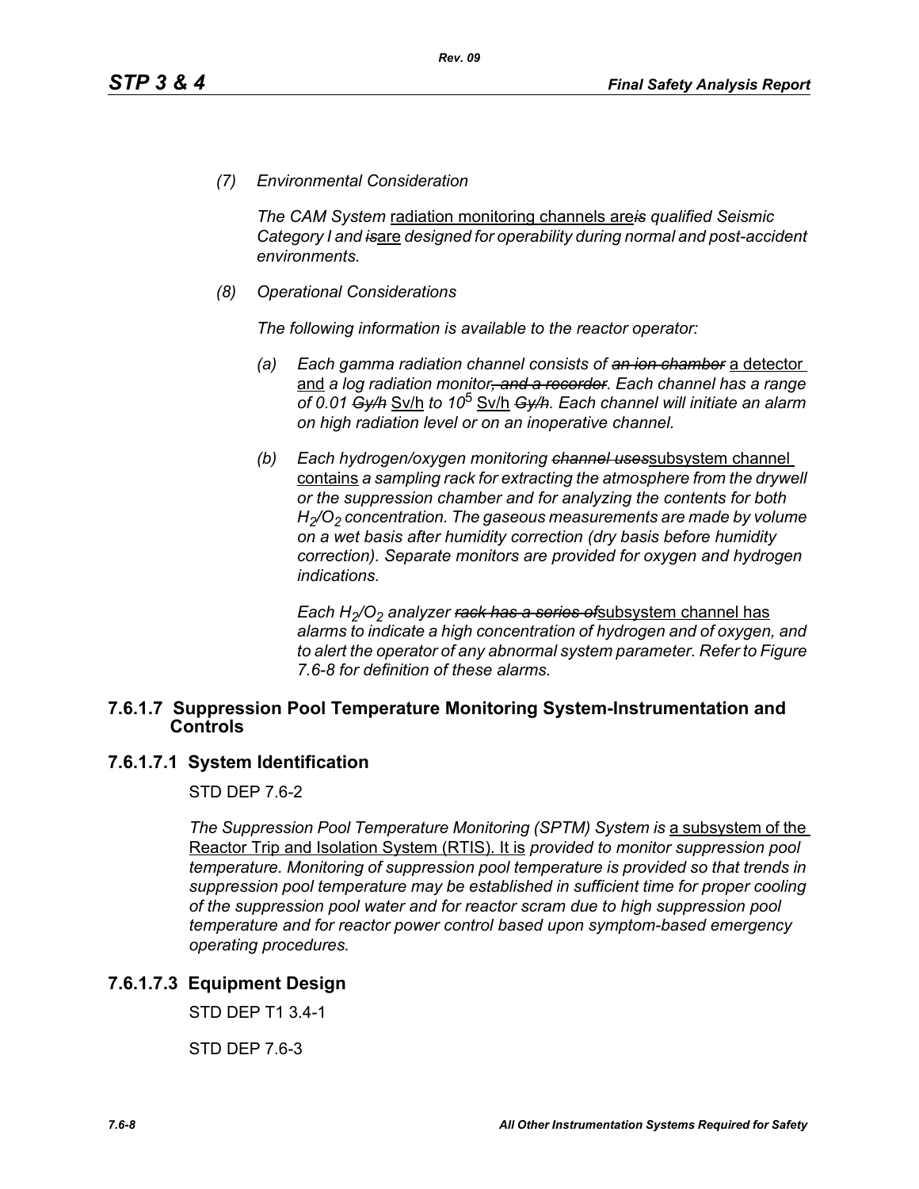*(7) Environmental Consideration*

*The CAM System* radiation monitoring channels are~~*is*~~ *qualified Seismic Category I and* ~~*is*~~are *designed for operability during normal and post-accident environments.*

*(8) Operational Considerations*

*The following information is available to the reactor operator:*

*(a) Each gamma radiation channel consists of* ~~*an ion chamber*~~ a detector and *a log radiation monitor*~~*, and a recorder*~~*. Each channel has a range of 0.01* ~~*Gy/h*~~ Sv/h *to* $10^5$ Sv/h ~~*Gy/h*~~*. Each channel will initiate an alarm on high radiation level or on an inoperative channel.*

*(b) Each hydrogen/oxygen monitoring* ~~*channel uses*~~subsystem channel contains *a sampling rack for extracting the atmosphere from the drywell or the suppression chamber and for analyzing the contents for both* $H_2/O_2$ *concentration. The gaseous measurements are made by volume on a wet basis after humidity correction (dry basis before humidity correction). Separate monitors are provided for oxygen and hydrogen indications.*

*Each* $H_2/O_2$ *analyzer* ~~*rack has a series of*~~subsystem channel has *alarms to indicate a high concentration of hydrogen and of oxygen, and to alert the operator of any abnormal system parameter. Refer to Figure 7.6-8 for definition of these alarms.*

## 7.6.1.7 Suppression Pool Temperature Monitoring System-Instrumentation and Controls

### 7.6.1.7.1 System Identification

STD DEP 7.6-2

*The Suppression Pool Temperature Monitoring (SPTM) System is* a subsystem of the Reactor Trip and Isolation System (RTIS). It is *provided to monitor suppression pool temperature. Monitoring of suppression pool temperature is provided so that trends in suppression pool temperature may be established in sufficient time for proper cooling of the suppression pool water and for reactor scram due to high suppression pool temperature and for reactor power control based upon symptom-based emergency operating procedures.*

### 7.6.1.7.3 Equipment Design

STD DEP T1 3.4-1

STD DEP 7.6-3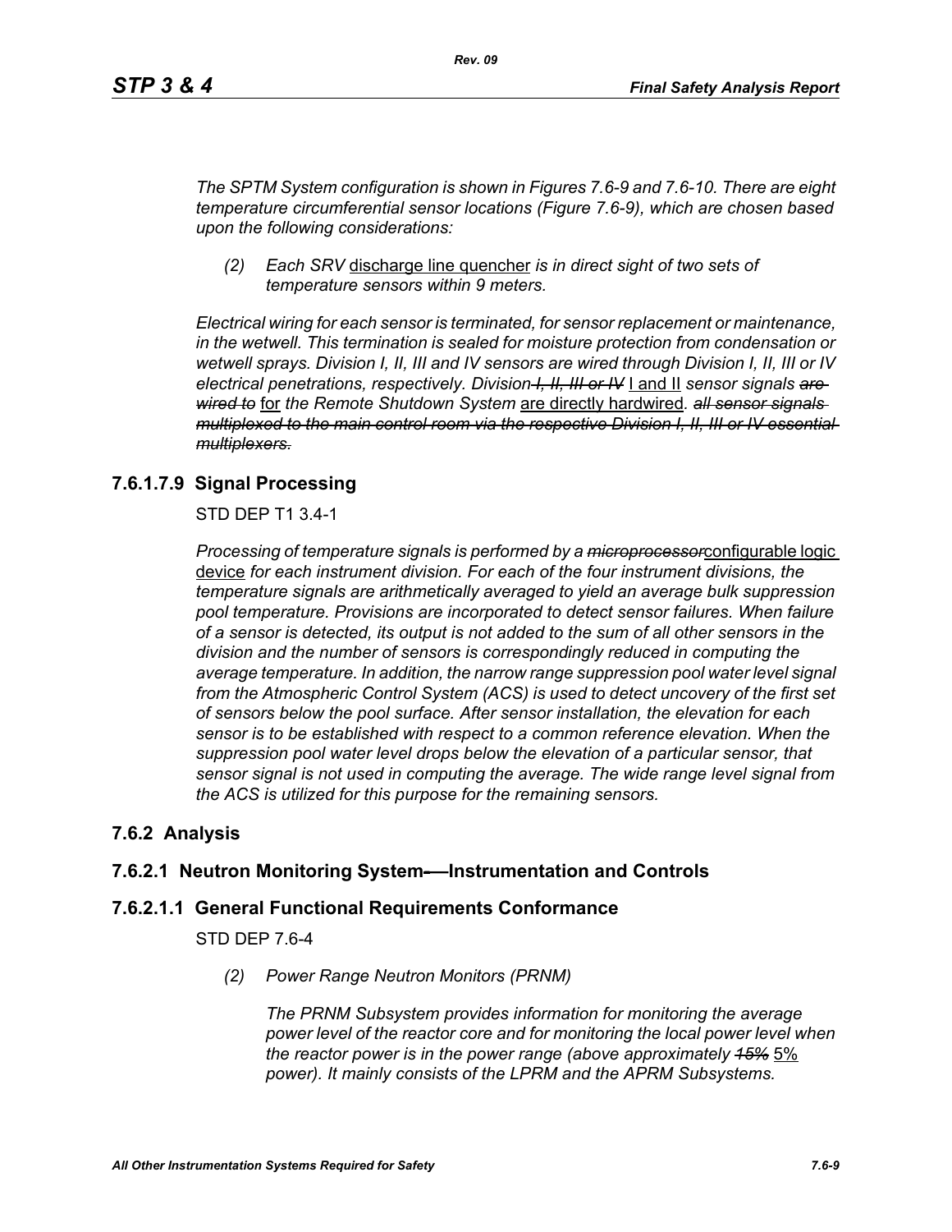*The SPTM System configuration is shown in Figures 7.6-9 and 7.6-10. There are eight temperature circumferential sensor locations (Figure 7.6-9), which are chosen based upon the following considerations:*

*(2) Each SRV* discharge line quencher *is in direct sight of two sets of temperature sensors within 9 meters.*

*Electrical wiring for each sensor is terminated, for sensor replacement or maintenance, in the wetwell. This termination is sealed for moisture protection from condensation or wetwell sprays. Division I, II, III and IV sensors are wired through Division I, II, III or IV electrical penetrations, respectively. Division ~~I, II, III or IV~~* I and II *sensor signals ~~are wired to~~* for *the Remote Shutdown System* are directly hardwired*. ~~all sensor signals multiplexed to the main control room via the respective Division I, II, III or IV essential multiplexers.~~*

### 7.6.1.7.9 Signal Processing

STD DEP T1 3.4-1

*Processing of temperature signals is performed by a ~~microprocessor~~*configurable logic device *for each instrument division. For each of the four instrument divisions, the temperature signals are arithmetically averaged to yield an average bulk suppression pool temperature. Provisions are incorporated to detect sensor failures. When failure of a sensor is detected, its output is not added to the sum of all other sensors in the division and the number of sensors is correspondingly reduced in computing the average temperature. In addition, the narrow range suppression pool water level signal from the Atmospheric Control System (ACS) is used to detect uncovery of the first set of sensors below the pool surface. After sensor installation, the elevation for each sensor is to be established with respect to a common reference elevation. When the suppression pool water level drops below the elevation of a particular sensor, that sensor signal is not used in computing the average. The wide range level signal from the ACS is utilized for this purpose for the remaining sensors.*

## 7.6.2 Analysis

### 7.6.2.1 Neutron Monitoring System—Instrumentation and Controls

### 7.6.2.1.1 General Functional Requirements Conformance

STD DEP 7.6-4

*(2) Power Range Neutron Monitors (PRNM)*

*The PRNM Subsystem provides information for monitoring the average power level of the reactor core and for monitoring the local power level when the reactor power is in the power range (above approximately ~~15%~~* 5% *power). It mainly consists of the LPRM and the APRM Subsystems.*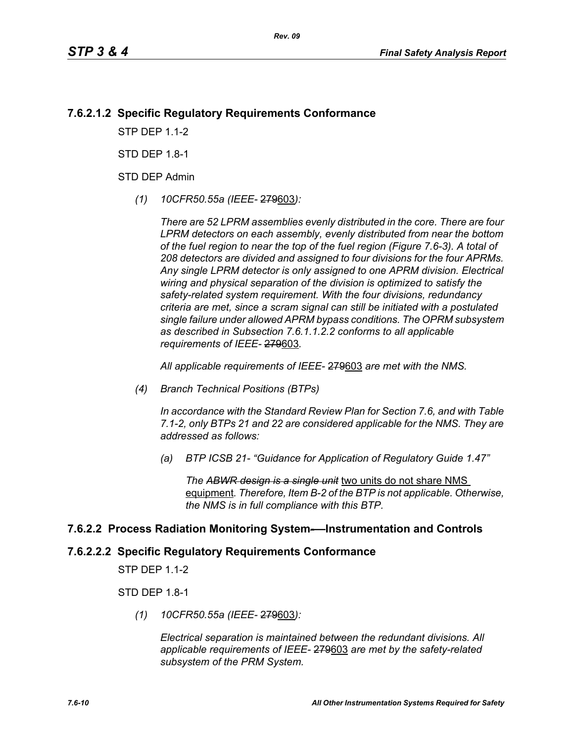## 7.6.2.1.2 Specific Regulatory Requirements Conformance

STP DEP 1.1-2

STD DEP 1.8-1

STD DEP Admin

*(1) 10CFR50.55a (IEEE-* ~~279~~603*):*

*There are 52 LPRM assemblies evenly distributed in the core. There are four LPRM detectors on each assembly, evenly distributed from near the bottom of the fuel region to near the top of the fuel region (Figure 7.6-3). A total of 208 detectors are divided and assigned to four divisions for the four APRMs. Any single LPRM detector is only assigned to one APRM division. Electrical wiring and physical separation of the division is optimized to satisfy the safety-related system requirement. With the four divisions, redundancy criteria are met, since a scram signal can still be initiated with a postulated single failure under allowed APRM bypass conditions. The OPRM subsystem as described in Subsection 7.6.1.1.2.2 conforms to all applicable requirements of IEEE-* ~~279~~603*.*

*All applicable requirements of IEEE-* ~~279~~603 *are met with the NMS.*

*(4) Branch Technical Positions (BTPs)*

*In accordance with the Standard Review Plan for Section 7.6, and with Table 7.1-2, only BTPs 21 and 22 are considered applicable for the NMS. They are addressed as follows:*

*(a) BTP ICSB 21- "Guidance for Application of Regulatory Guide 1.47"*

*The* ~~*ABWR design is a single unit*~~ two units do not share NMS equipment*. Therefore, Item B-2 of the BTP is not applicable. Otherwise, the NMS is in full compliance with this BTP.*

## 7.6.2.2 Process Radiation Monitoring System——Instrumentation and Controls

## 7.6.2.2.2 Specific Regulatory Requirements Conformance

STP DEP 1.1-2

STD DEP 1.8-1

*(1) 10CFR50.55a (IEEE-* ~~279~~603*):*

*Electrical separation is maintained between the redundant divisions. All applicable requirements of IEEE-* ~~279~~603 *are met by the safety-related subsystem of the PRM System.*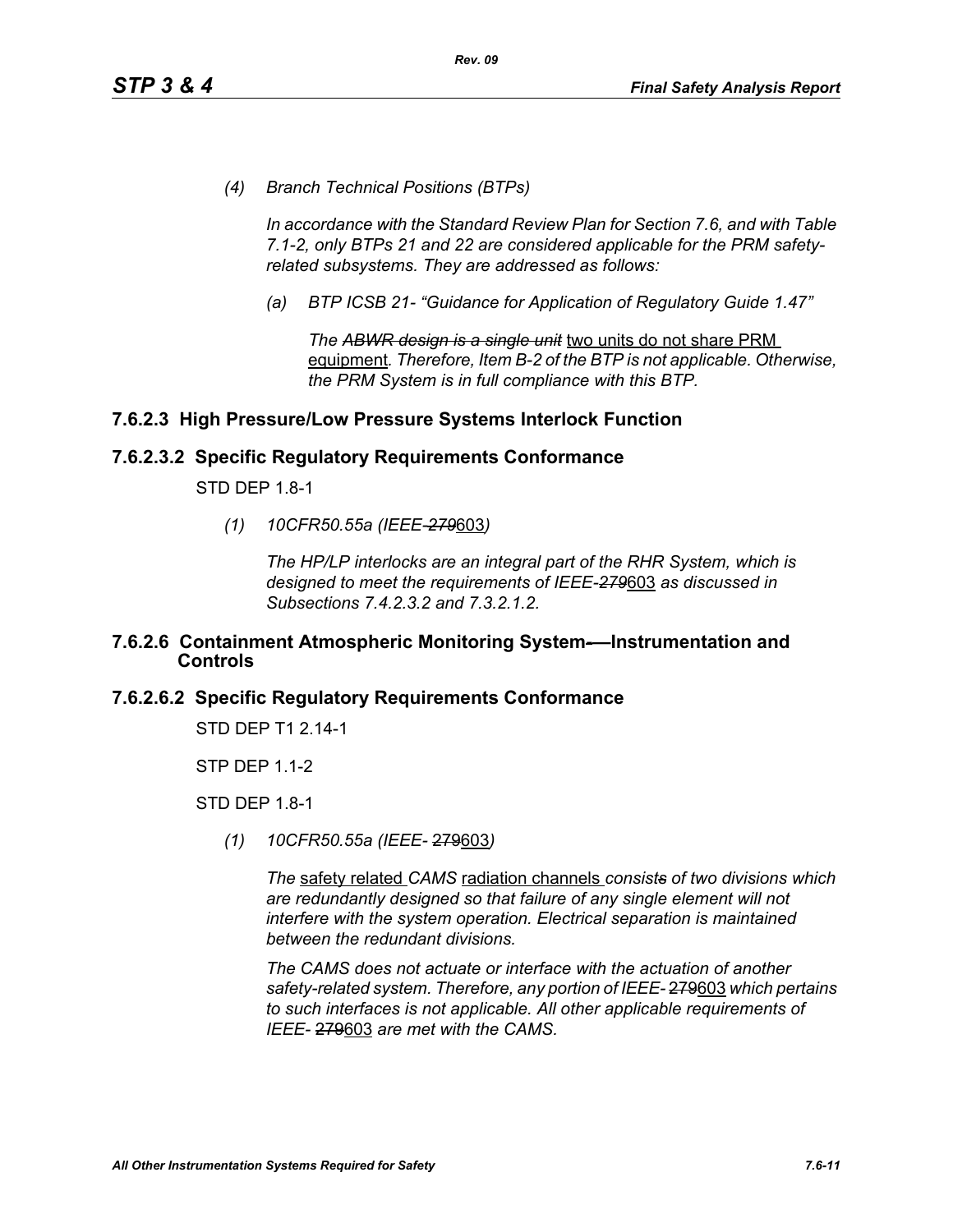*(4) Branch Technical Positions (BTPs)*

*In accordance with the Standard Review Plan for Section 7.6, and with Table 7.1-2, only BTPs 21 and 22 are considered applicable for the PRM safety-related subsystems. They are addressed as follows:*

*(a) BTP ICSB 21- "Guidance for Application of Regulatory Guide 1.47"*

*The ~~ABWR design is a single unit~~* two units do not share PRM equipment*. Therefore, Item B-2 of the BTP is not applicable. Otherwise, the PRM System is in full compliance with this BTP.*

## 7.6.2.3 High Pressure/Low Pressure Systems Interlock Function

## 7.6.2.3.2 Specific Regulatory Requirements Conformance

STD DEP 1.8-1

*(1) 10CFR50.55a (IEEE-~~279~~*603*)*

*The HP/LP interlocks are an integral part of the RHR System, which is designed to meet the requirements of IEEE-~~279~~*603 *as discussed in Subsections 7.4.2.3.2 and 7.3.2.1.2.*

## 7.6.2.6 Containment Atmospheric Monitoring System—Instrumentation and Controls

## 7.6.2.6.2 Specific Regulatory Requirements Conformance

STD DEP T1 2.14-1

STP DEP 1.1-2

STD DEP 1.8-1

*(1) 10CFR50.55a (IEEE-* ~~279~~603*)*

*The* safety related *CAMS* radiation channels *consist~~s~~ of two divisions which are redundantly designed so that failure of any single element will not interfere with the system operation. Electrical separation is maintained between the redundant divisions.*

*The CAMS does not actuate or interface with the actuation of another safety-related system. Therefore, any portion of IEEE-* ~~279~~603 *which pertains to such interfaces is not applicable. All other applicable requirements of IEEE-* ~~279~~603 *are met with the CAMS.*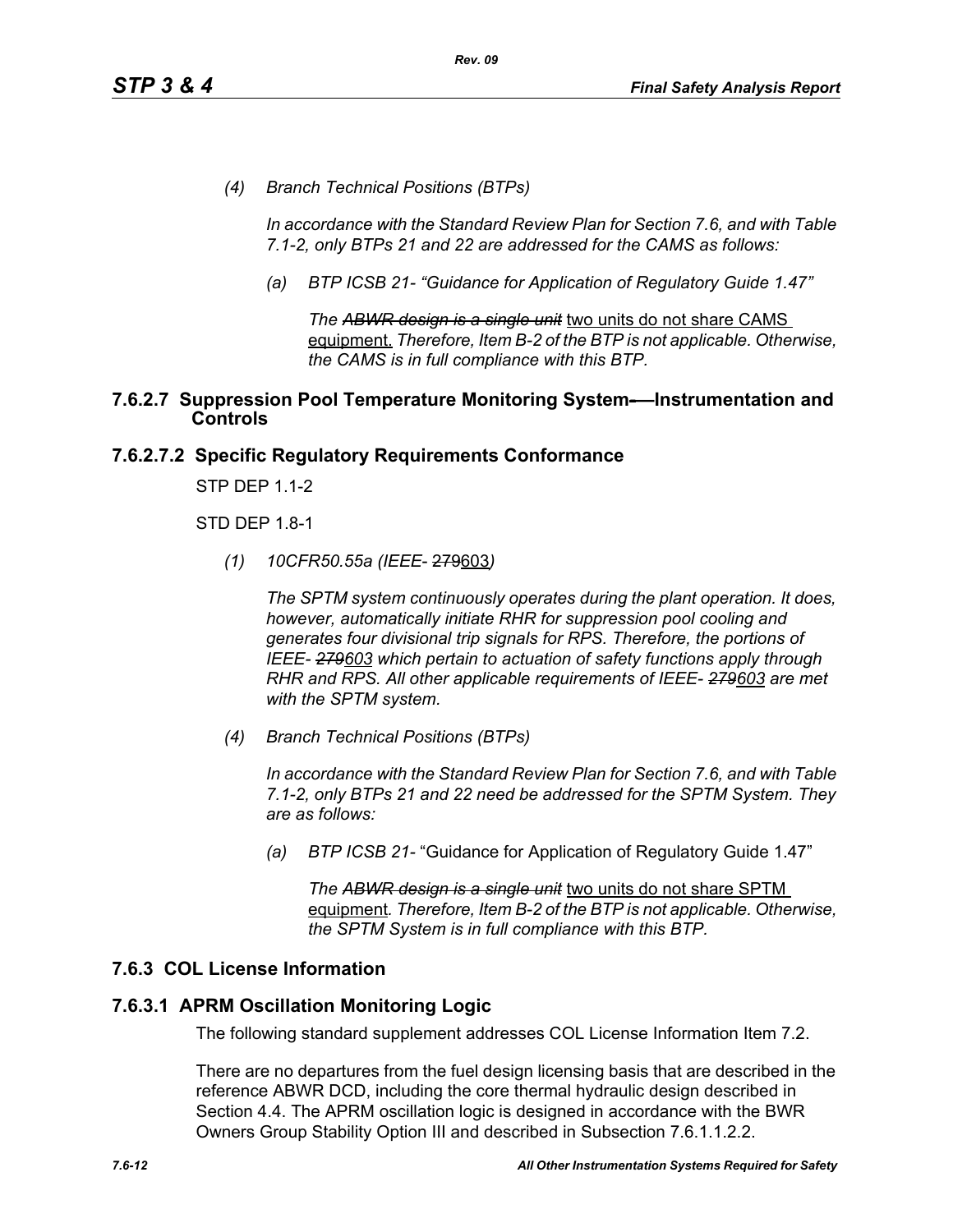*(4) Branch Technical Positions (BTPs)*

*In accordance with the Standard Review Plan for Section 7.6, and with Table 7.1-2, only BTPs 21 and 22 are addressed for the CAMS as follows:*

*(a) BTP ICSB 21- "Guidance for Application of Regulatory Guide 1.47"*

*The ~~ABWR design is a single unit~~* two units do not share CAMS equipment. *Therefore, Item B-2 of the BTP is not applicable. Otherwise, the CAMS is in full compliance with this BTP.*

## 7.6.2.7 Suppression Pool Temperature Monitoring System—Instrumentation and Controls

## 7.6.2.7.2 Specific Regulatory Requirements Conformance

STP DEP 1.1-2

STD DEP 1.8-1

*(1) 10CFR50.55a (IEEE-* ~~279~~603*)*

*The SPTM system continuously operates during the plant operation. It does, however, automatically initiate RHR for suppression pool cooling and generates four divisional trip signals for RPS. Therefore, the portions of IEEE- ~~279~~603 which pertain to actuation of safety functions apply through RHR and RPS. All other applicable requirements of IEEE- ~~279~~603 are met with the SPTM system.*

*(4) Branch Technical Positions (BTPs)*

*In accordance with the Standard Review Plan for Section 7.6, and with Table 7.1-2, only BTPs 21 and 22 need be addressed for the SPTM System. They are as follows:*

*(a) BTP ICSB 21-* "Guidance for Application of Regulatory Guide 1.47"

*The ~~ABWR design is a single unit~~* two units do not share SPTM equipment*. Therefore, Item B-2 of the BTP is not applicable. Otherwise, the SPTM System is in full compliance with this BTP.*

## 7.6.3 COL License Information

## 7.6.3.1 APRM Oscillation Monitoring Logic

The following standard supplement addresses COL License Information Item 7.2.

There are no departures from the fuel design licensing basis that are described in the reference ABWR DCD, including the core thermal hydraulic design described in Section 4.4. The APRM oscillation logic is designed in accordance with the BWR Owners Group Stability Option III and described in Subsection 7.6.1.1.2.2.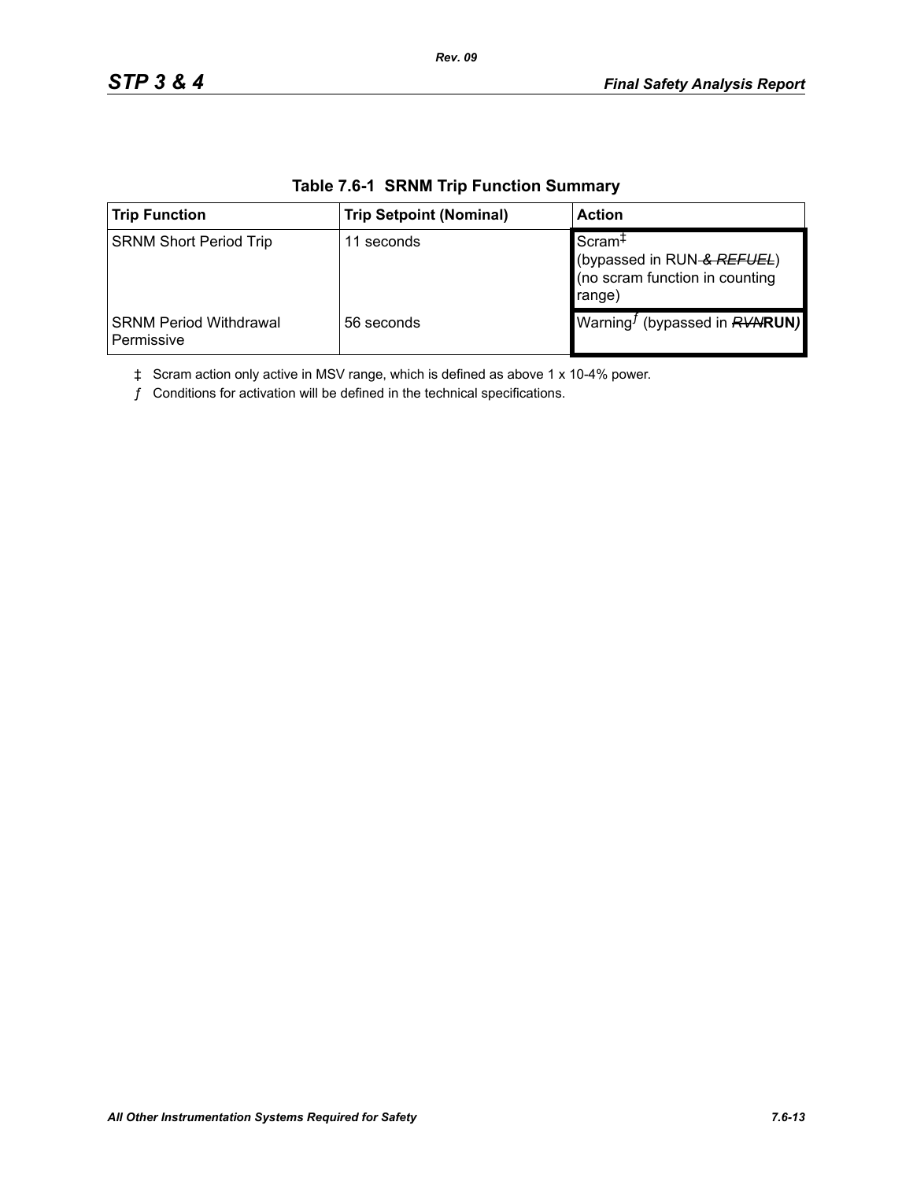**Table 7.6-1 SRNM Trip Function Summary**

| Trip Function | Trip Setpoint (Nominal) | Action |
|---|---|---|
| SRNM Short Period Trip | 11 seconds | Scram‡<br>(bypassed in RUN ~~& REFUEL~~)<br>(no scram function in counting range) |
| SRNM Period Withdrawal Permissive | 56 seconds | Warning*ƒ* (bypassed in ~~RVM~~**RUN***)* |

‡ Scram action only active in MSV range, which is defined as above 1 x 10-4% power.

*ƒ* Conditions for activation will be defined in the technical specifications.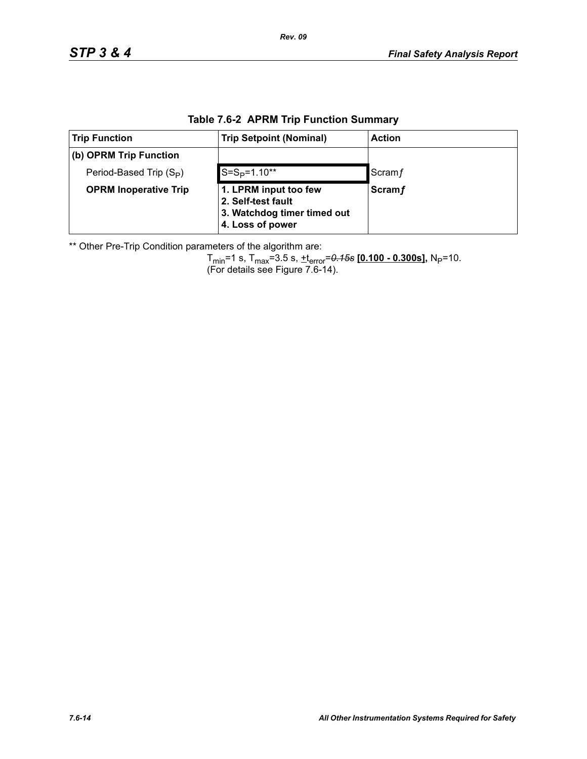**Table 7.6-2 APRM Trip Function Summary**

| Trip Function | Trip Setpoint (Nominal) | Action |
|---|---|---|
| **(b) OPRM Trip Function** | | |
| Period-Based Trip ($S_P$) | $S=S_P=1.10$** | Scram*ƒ* |
| **OPRM Inoperative Trip** | **1. LPRM input too few**<br>**2. Self-test fault**<br>**3. Watchdog timer timed out**<br>**4. Loss of power** | **Scram*ƒ*** |

** Other Pre-Trip Condition parameters of the algorithm are:

$T_{min}$=1 s, $T_{max}$=3.5 s, $\pm t_{error}$=~~*0.15s*~~ **[0.100 - 0.300s],** $N_P$=10.
(For details see Figure 7.6-14).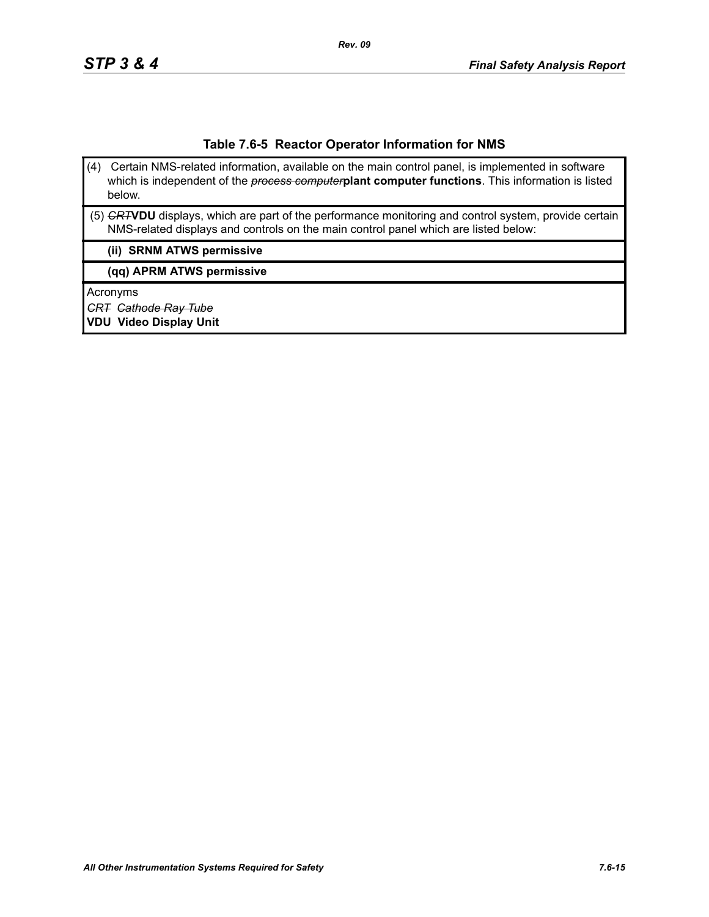### Table 7.6-5 Reactor Operator Information for NMS

| (4) Certain NMS-related information, available on the main control panel, is implemented in software which is independent of the ~~*process computer*~~**plant computer functions**. This information is listed below. |
|---|
| (5) ~~*CRT*~~**VDU** displays, which are part of the performance monitoring and control system, provide certain NMS-related displays and controls on the main control panel which are listed below: |
| **(ii) SRNM ATWS permissive** |
| **(qq) APRM ATWS permissive** |
| Acronyms<br>~~*CRT Cathode Ray Tube*~~<br>**VDU Video Display Unit** |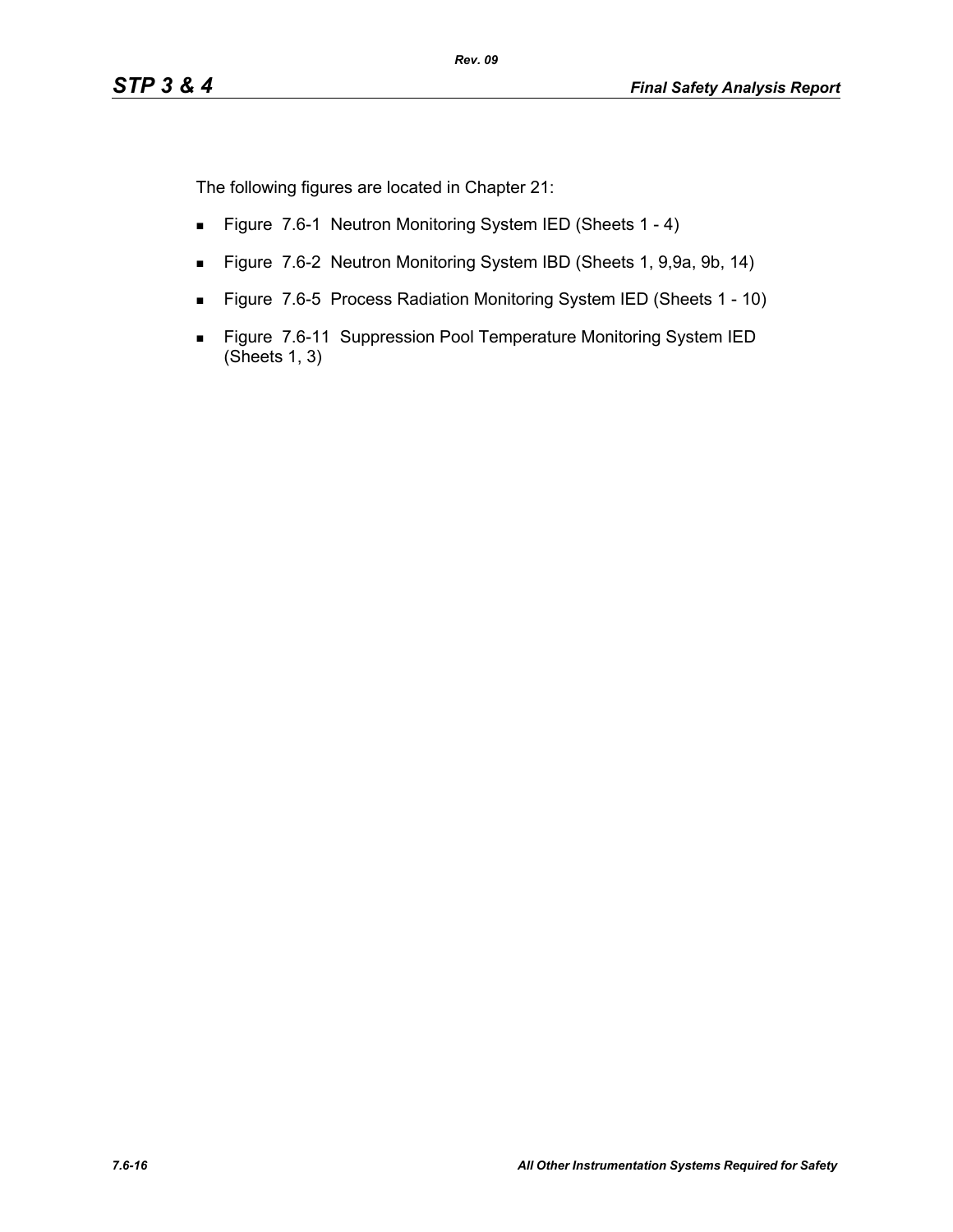The following figures are located in Chapter 21:

- Figure 7.6-1 Neutron Monitoring System IED (Sheets 1 - 4)
- Figure 7.6-2 Neutron Monitoring System IBD (Sheets 1, 9,9a, 9b, 14)
- Figure 7.6-5 Process Radiation Monitoring System IED (Sheets 1 - 10)
- Figure 7.6-11 Suppression Pool Temperature Monitoring System IED (Sheets 1, 3)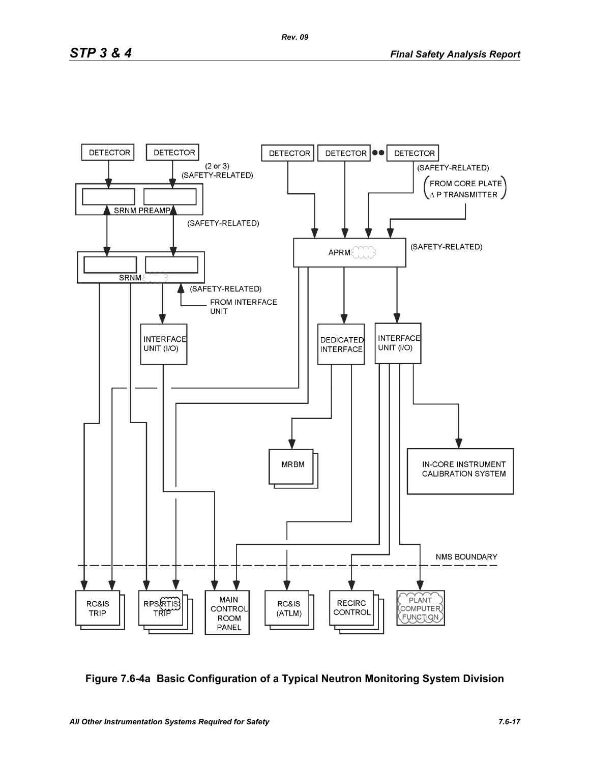DETECTOR

DETECTOR

(2 or 3)
(SAFETY-RELATED)

SRNM PREAMP

(SAFETY-RELATED)

SRNM

(SAFETY-RELATED)

FROM INTERFACE UNIT

INTERFACE UNIT (I/O)

DETECTOR

DETECTOR

DETECTOR

(SAFETY-RELATED)

(FROM CORE PLATE Δ P TRANSMITTER)

APRM

(SAFETY-RELATED)

DEDICATED INTERFACE

INTERFACE UNIT (I/O)

MRBM

IN-CORE INSTRUMENT CALIBRATION SYSTEM

NMS BOUNDARY

RC&IS TRIP

RPS/RTIS TRIP

MAIN CONTROL ROOM PANEL

RC&IS (ATLM)

RECIRC CONTROL

PLANT COMPUTER FUNCTION

**Figure 7.6-4a Basic Configuration of a Typical Neutron Monitoring System Division**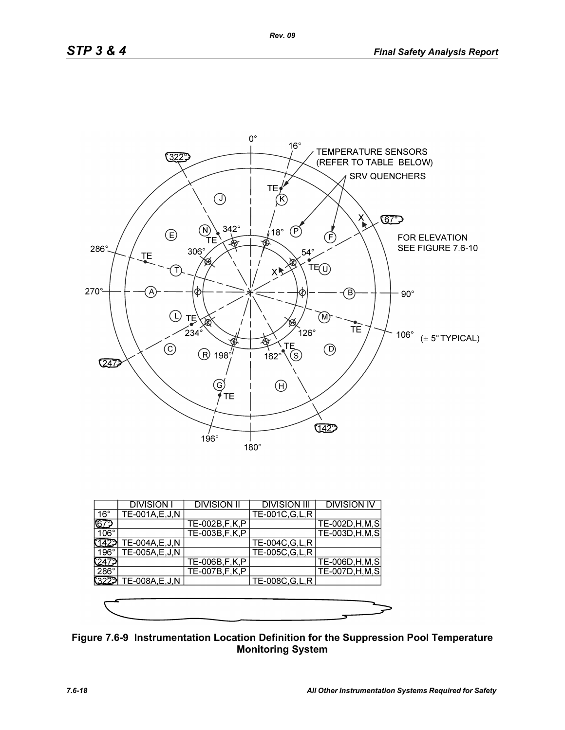0°

16°

TEMPERATURE SENSORS (REFER TO TABLE BELOW)

SRV QUENCHERS

322°

TE

K

J

67°

N

342°

P

F

E

TE

18°

FOR ELEVATION SEE FIGURE 7.6-10

286°

TE

306°

54°

T

TE

U

270°

A

B

90°

L

M

TE

234°

126°

TE

106° (± 5° TYPICAL)

C

TE

D

R

198°

162°

S

247°

G

H

TE

142°

196°

180°

| | DIVISION I | DIVISION II | DIVISION III | DIVISION IV |
|---|---|---|---|---|
| 16° | TE-001A,E,J,N | | TE-001C,G,L,R | |
| 67° | | TE-002B,F,K,P | | TE-002D,H,M,S |
| 106° | | TE-003B,F,K,P | | TE-003D,H,M,S |
| 142° | TE-004A,E,J,N | | TE-004C,G,L,R | |
| 196° | TE-005A,E,J,N | | TE-005C,G,L,R | |
| 247° | | TE-006B,F,K,P | | TE-006D,H,M,S |
| 286° | | TE-007B,F,K,P | | TE-007D,H,M,S |
| 322° | TE-008A,E,J,N | | TE-008C,G,L,R | |

**Figure 7.6-9 Instrumentation Location Definition for the Suppression Pool Temperature Monitoring System**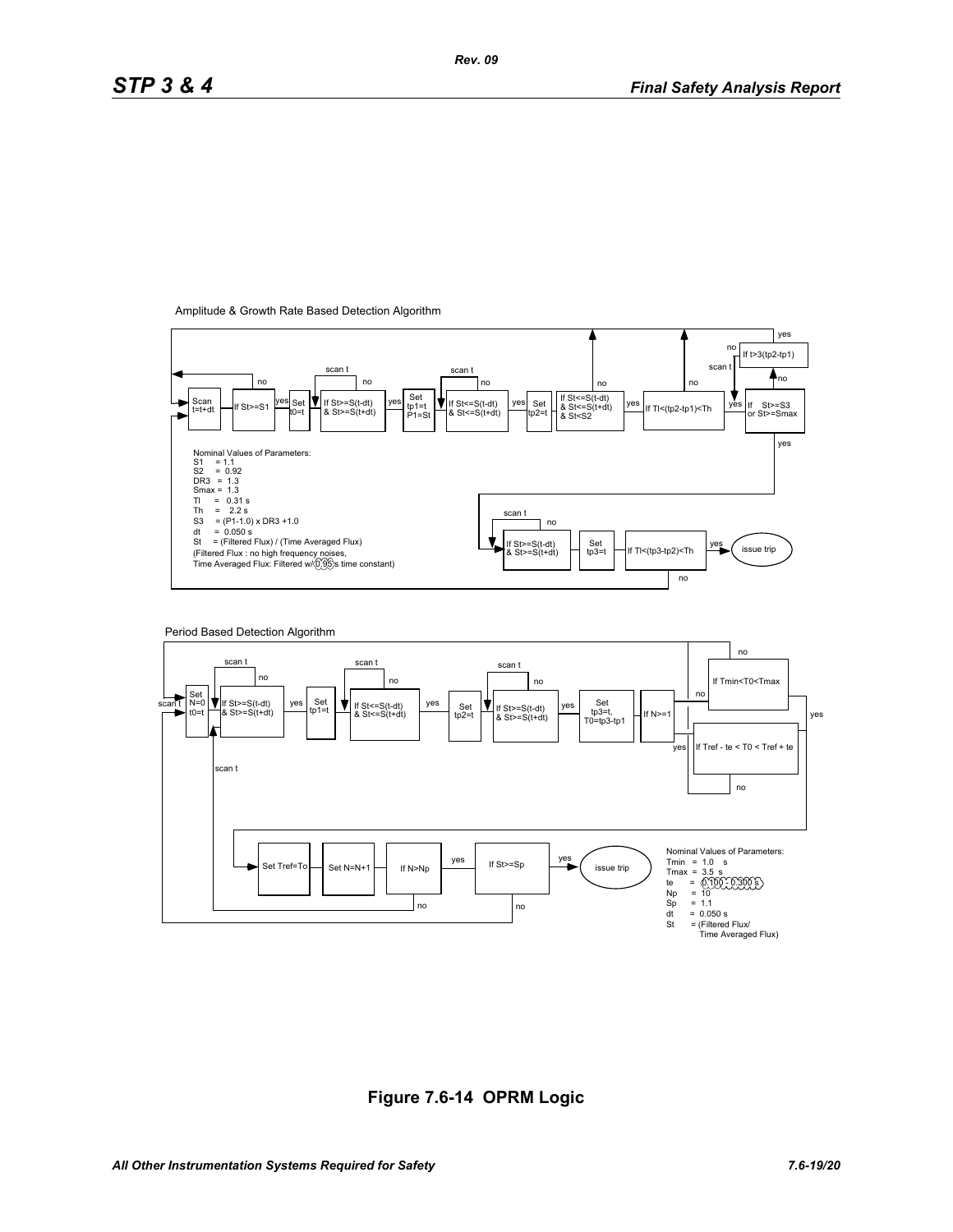Amplitude & Growth Rate Based Detection Algorithm

Scan t=t+dt

If St>=S1

yes

no

Set t0=t

If St>=S(t-dt) & St>=S(t+dt)

scan t

no

yes

Set tp1=t P1=St

If St<=S(t-dt) & St<=S(t+dt)

scan t

no

yes

Set tp2=t

If St<=S(t-dt) & St<=S(t+dt) & St<S2

no

yes

If Tl<(tp2-tp1)<Th

no

yes

If St>=S3 or St>=Smax

no

scan t

If t>3(tp2-tp1)

yes

no

yes

If St>=S(t-dt) & St>=S(t+dt)

scan t

no

Set tp3=t

If Tl<(tp3-tp2)<Th

yes

issue trip

no

Nominal Values of Parameters:
S1 = 1.1
S2 = 0.92
DR3 = 1.3
Smax = 1.3
Tl = 0.31 s
Th = 2.2 s
S3 = (P1-1.0) x DR3 +1.0
dt = 0.050 s
St = (Filtered Flux) / (Time Averaged Flux)
(Filtered Flux : no high frequency noises,
Time Averaged Flux: Filtered w/ 0.95 s time constant)

Period Based Detection Algorithm

scan t

Set N=0 t0=t

If St>=S(t-dt) & St>=S(t+dt)

scan t

no

yes

Set tp1=t

If St<=S(t-dt) & St<=S(t+dt)

scan t

no

yes

Set tp2=t

If St>=S(t-dt) & St>=S(t+dt)

scan t

no

yes

Set tp3=t, T0=tp3-tp1

If N>=1

no

If Tmin<T0<Tmax

no

yes

yes

If Tref - te < T0 < Tref + te

no

scan t

Set Tref=To

Set N=N+1

If N>Np

no

yes

If St>=Sp

no

yes

issue trip

Nominal Values of Parameters:
Tmin = 1.0 s
Tmax = 3.5 s
te = 0.100 - 0.300 s
Np = 10
Sp = 1.1
dt = 0.050 s
St = (Filtered Flux/ Time Averaged Flux)

**Figure 7.6-14 OPRM Logic**